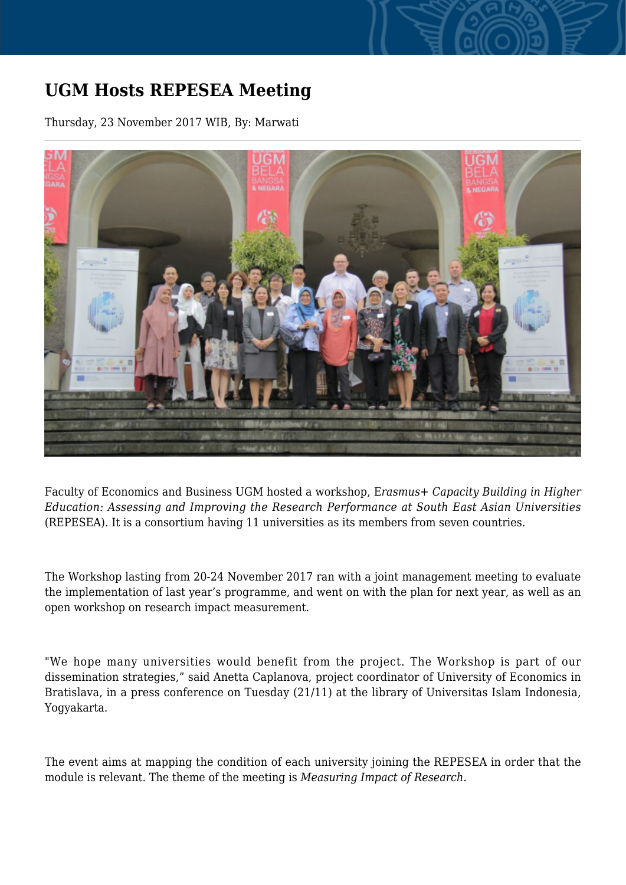# UGM Hosts REPESEA Meeting

Thursday, 23 November 2017 WIB, By: Marwati

Faculty of Economics and Business UGM hosted a workshop, E*rasmus+ Capacity Building in Higher Education: Assessing and Improving the Research Performance at South East Asian Universities* (REPESEA). It is a consortium having 11 universities as its members from seven countries.

The Workshop lasting from 20-24 November 2017 ran with a joint management meeting to evaluate the implementation of last year's programme, and went on with the plan for next year, as well as an open workshop on research impact measurement.

"We hope many universities would benefit from the project. The Workshop is part of our dissemination strategies," said Anetta Caplanova, project coordinator of University of Economics in Bratislava, in a press conference on Tuesday (21/11) at the library of Universitas Islam Indonesia, Yogyakarta.

The event aims at mapping the condition of each university joining the REPESEA in order that the module is relevant. The theme of the meeting is *Measuring Impact of Research.*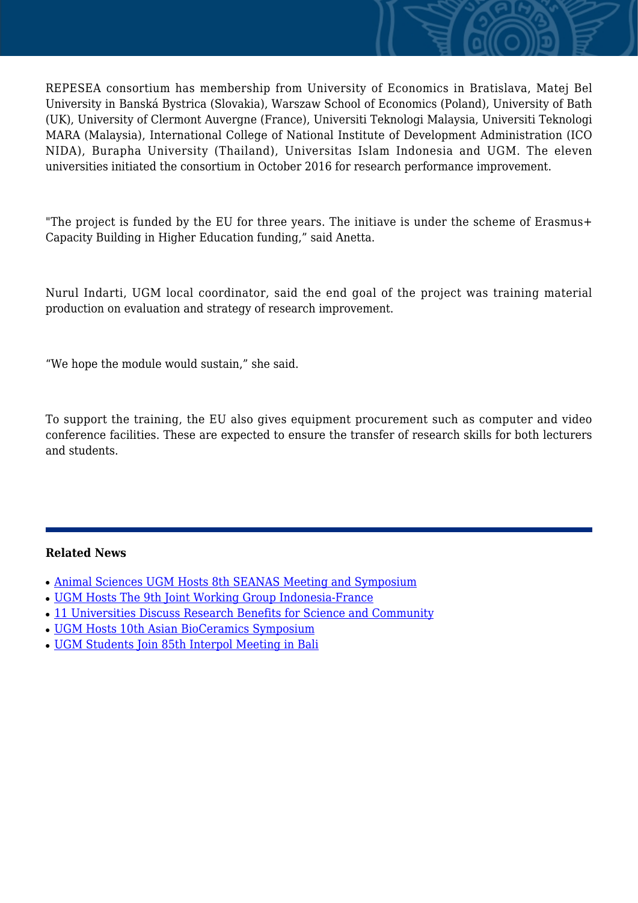REPESEA consortium has membership from University of Economics in Bratislava, Matej Bel University in Banská Bystrica (Slovakia), Warszaw School of Economics (Poland), University of Bath (UK), University of Clermont Auvergne (France), Universiti Teknologi Malaysia, Universiti Teknologi MARA (Malaysia), International College of National Institute of Development Administration (ICO NIDA), Burapha University (Thailand), Universitas Islam Indonesia and UGM. The eleven universities initiated the consortium in October 2016 for research performance improvement.

"The project is funded by the EU for three years. The initiave is under the scheme of Erasmus+ Capacity Building in Higher Education funding," said Anetta.

Nurul Indarti, UGM local coordinator, said the end goal of the project was training material production on evaluation and strategy of research improvement.

"We hope the module would sustain," she said.

To support the training, the EU also gives equipment procurement such as computer and video conference facilities. These are expected to ensure the transfer of research skills for both lecturers and students.

---

**Related News**

- Animal Sciences UGM Hosts 8th SEANAS Meeting and Symposium
- UGM Hosts The 9th Joint Working Group Indonesia-France
- 11 Universities Discuss Research Benefits for Science and Community
- UGM Hosts 10th Asian BioCeramics Symposium
- UGM Students Join 85th Interpol Meeting in Bali